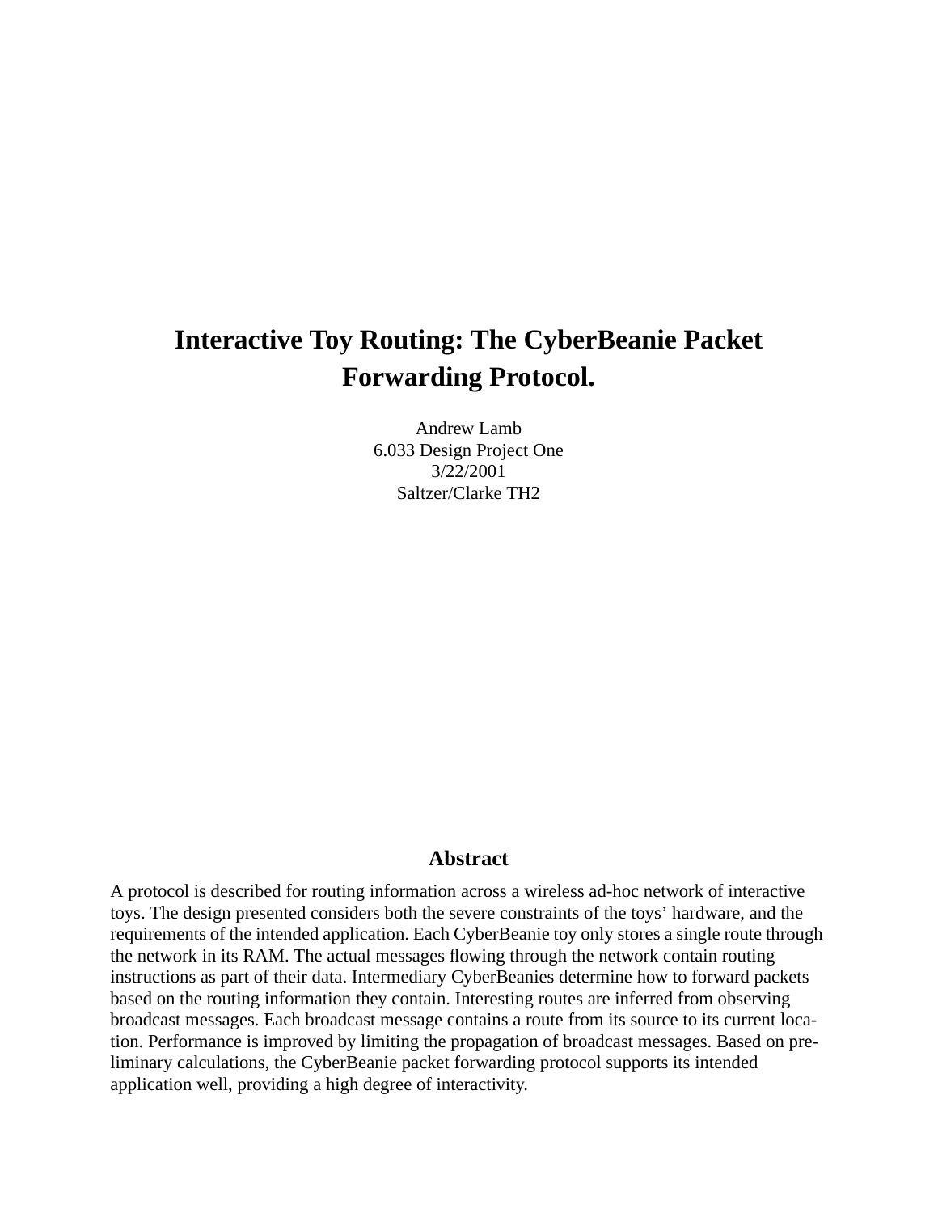# Interactive Toy Routing: The CyberBeanie Packet Forwarding Protocol.

Andrew Lamb
6.033 Design Project One
3/22/2001
Saltzer/Clarke TH2

## Abstract

A protocol is described for routing information across a wireless ad-hoc network of interactive toys. The design presented considers both the severe constraints of the toys' hardware, and the requirements of the intended application. Each CyberBeanie toy only stores a single route through the network in its RAM. The actual messages flowing through the network contain routing instructions as part of their data. Intermediary CyberBeanies determine how to forward packets based on the routing information they contain. Interesting routes are inferred from observing broadcast messages. Each broadcast message contains a route from its source to its current location. Performance is improved by limiting the propagation of broadcast messages. Based on preliminary calculations, the CyberBeanie packet forwarding protocol supports its intended application well, providing a high degree of interactivity.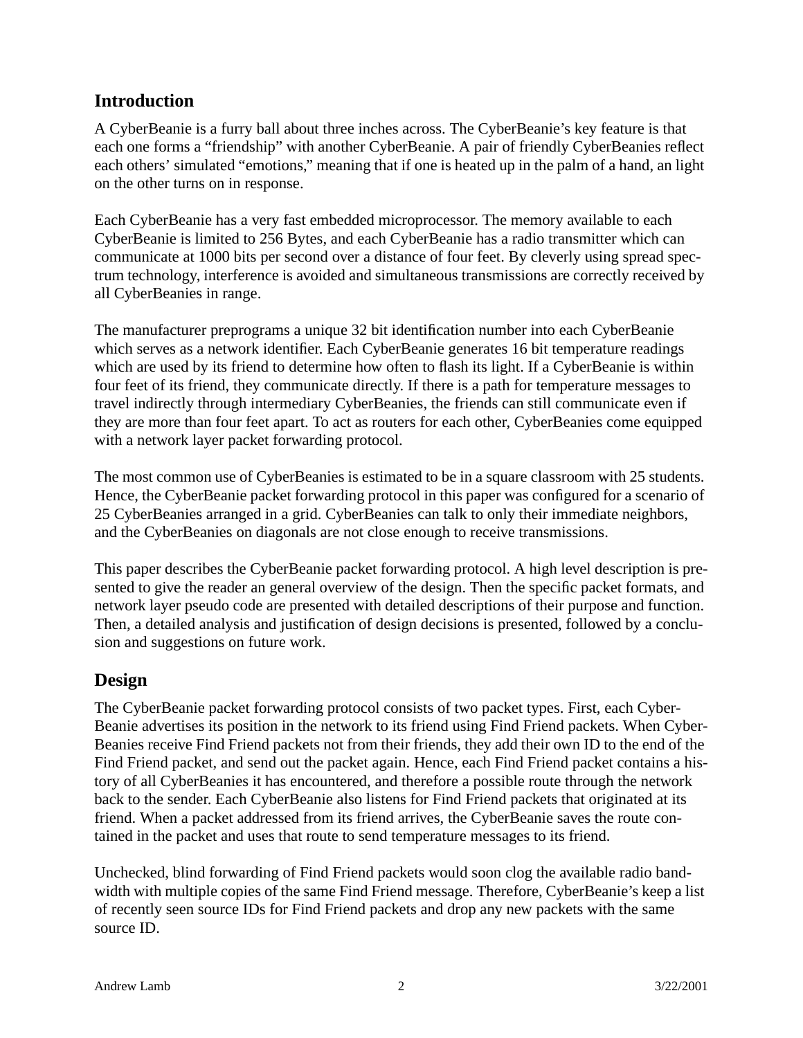## Introduction

A CyberBeanie is a furry ball about three inches across. The CyberBeanie's key feature is that each one forms a "friendship" with another CyberBeanie. A pair of friendly CyberBeanies reflect each others' simulated "emotions," meaning that if one is heated up in the palm of a hand, an light on the other turns on in response.

Each CyberBeanie has a very fast embedded microprocessor. The memory available to each CyberBeanie is limited to 256 Bytes, and each CyberBeanie has a radio transmitter which can communicate at 1000 bits per second over a distance of four feet. By cleverly using spread spectrum technology, interference is avoided and simultaneous transmissions are correctly received by all CyberBeanies in range.

The manufacturer preprograms a unique 32 bit identification number into each CyberBeanie which serves as a network identifier. Each CyberBeanie generates 16 bit temperature readings which are used by its friend to determine how often to flash its light. If a CyberBeanie is within four feet of its friend, they communicate directly. If there is a path for temperature messages to travel indirectly through intermediary CyberBeanies, the friends can still communicate even if they are more than four feet apart. To act as routers for each other, CyberBeanies come equipped with a network layer packet forwarding protocol.

The most common use of CyberBeanies is estimated to be in a square classroom with 25 students. Hence, the CyberBeanie packet forwarding protocol in this paper was configured for a scenario of 25 CyberBeanies arranged in a grid. CyberBeanies can talk to only their immediate neighbors, and the CyberBeanies on diagonals are not close enough to receive transmissions.

This paper describes the CyberBeanie packet forwarding protocol. A high level description is presented to give the reader an general overview of the design. Then the specific packet formats, and network layer pseudo code are presented with detailed descriptions of their purpose and function. Then, a detailed analysis and justification of design decisions is presented, followed by a conclusion and suggestions on future work.

## Design

The CyberBeanie packet forwarding protocol consists of two packet types. First, each CyberBeanie advertises its position in the network to its friend using Find Friend packets. When CyberBeanies receive Find Friend packets not from their friends, they add their own ID to the end of the Find Friend packet, and send out the packet again. Hence, each Find Friend packet contains a history of all CyberBeanies it has encountered, and therefore a possible route through the network back to the sender. Each CyberBeanie also listens for Find Friend packets that originated at its friend. When a packet addressed from its friend arrives, the CyberBeanie saves the route contained in the packet and uses that route to send temperature messages to its friend.

Unchecked, blind forwarding of Find Friend packets would soon clog the available radio bandwidth with multiple copies of the same Find Friend message. Therefore, CyberBeanie's keep a list of recently seen source IDs for Find Friend packets and drop any new packets with the same source ID.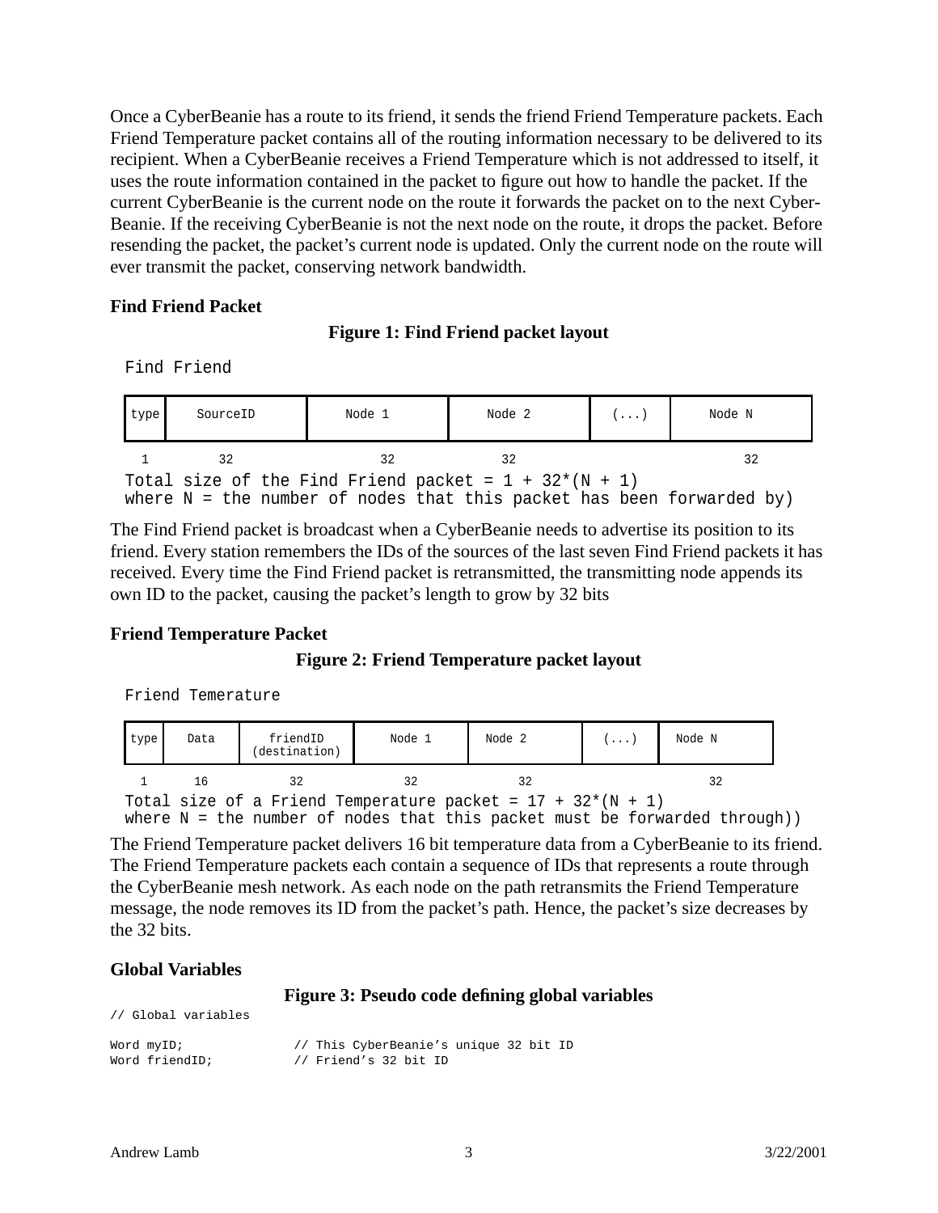Once a CyberBeanie has a route to its friend, it sends the friend Friend Temperature packets. Each Friend Temperature packet contains all of the routing information necessary to be delivered to its recipient. When a CyberBeanie receives a Friend Temperature which is not addressed to itself, it uses the route information contained in the packet to figure out how to handle the packet. If the current CyberBeanie is the current node on the route it forwards the packet on to the next CyberBeanie. If the receiving CyberBeanie is not the next node on the route, it drops the packet. Before resending the packet, the packet's current node is updated. Only the current node on the route will ever transmit the packet, conserving network bandwidth.

### Find Friend Packet

**Figure 1: Find Friend packet layout**

Find Friend

| type | SourceID | Node 1 | Node 2 | (...) | Node N |
|---|---|---|---|---|---|
| 1 | 32 | 32 | 32 | | 32 |

```
Total size of the Find Friend packet = 1 + 32*(N + 1)
where N = the number of nodes that this packet has been forwarded by)
```

The Find Friend packet is broadcast when a CyberBeanie needs to advertise its position to its friend. Every station remembers the IDs of the sources of the last seven Find Friend packets it has received. Every time the Find Friend packet is retransmitted, the transmitting node appends its own ID to the packet, causing the packet's length to grow by 32 bits

### Friend Temperature Packet

**Figure 2: Friend Temperature packet layout**

Friend Temerature

| type | Data | friendID (destination) | Node 1 | Node 2 | (...) | Node N |
|---|---|---|---|---|---|---|
| 1 | 16 | 32 | 32 | 32 | | 32 |

```
Total size of a Friend Temperature packet = 17 + 32*(N + 1)
where N = the number of nodes that this packet must be forwarded through))
```

The Friend Temperature packet delivers 16 bit temperature data from a CyberBeanie to its friend. The Friend Temperature packets each contain a sequence of IDs that represents a route through the CyberBeanie mesh network. As each node on the path retransmits the Friend Temperature message, the node removes its ID from the packet's path. Hence, the packet's size decreases by the 32 bits.

### Global Variables

**Figure 3: Pseudo code defining global variables**

```
// Global variables

Word myID;              // This CyberBeanie's unique 32 bit ID
Word friendID;          // Friend's 32 bit ID
```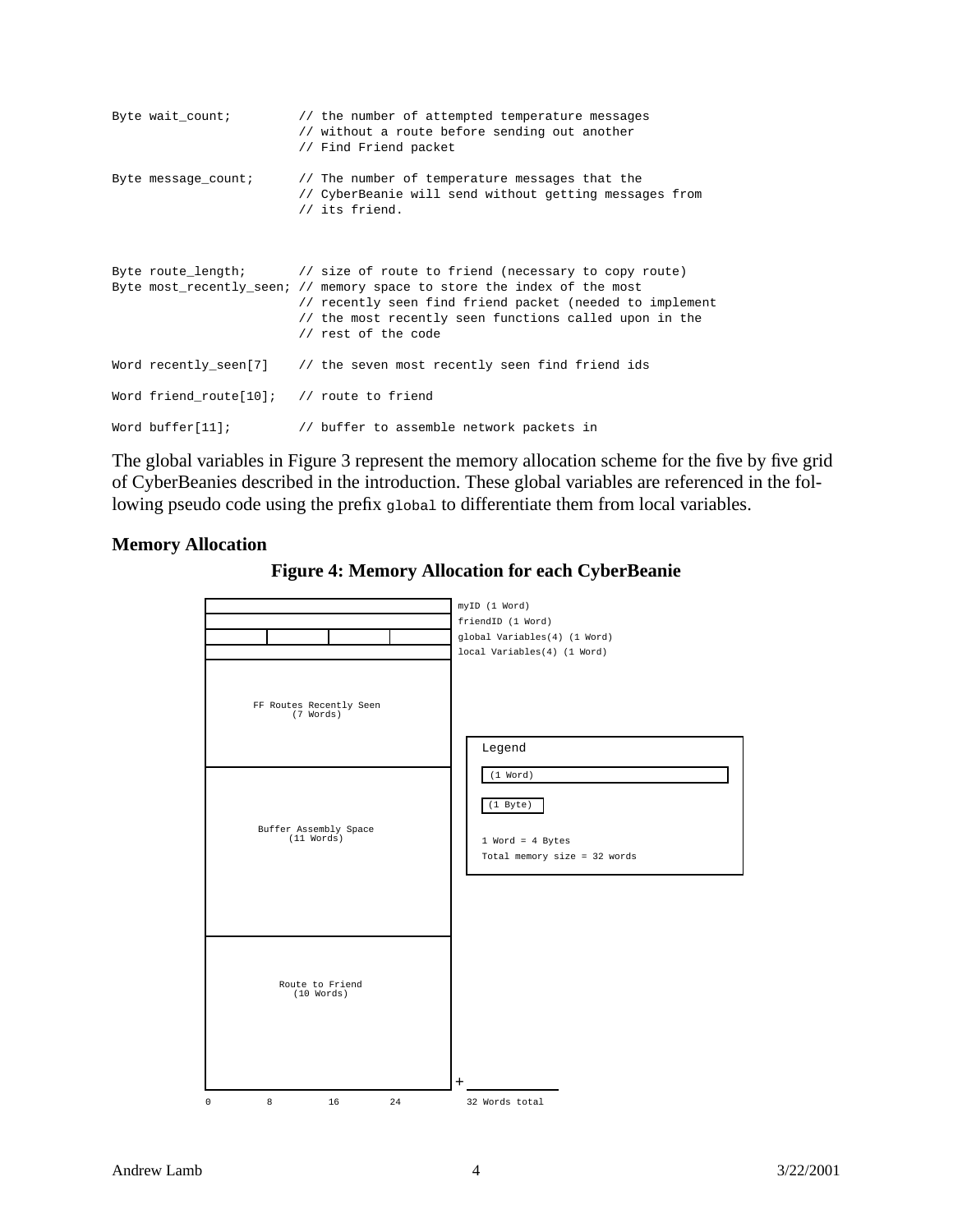```
Byte wait_count;         // the number of attempted temperature messages
                         // without a route before sending out another
                         // Find Friend packet

Byte message_count;      // The number of temperature messages that the
                         // CyberBeanie will send without getting messages from
                         // its friend.



Byte route_length;       // size of route to friend (necessary to copy route)
Byte most_recently_seen; // memory space to store the index of the most
                         // recently seen find friend packet (needed to implement
                         // the most recently seen functions called upon in the
                         // rest of the code

Word recently_seen[7]    // the seven most recently seen find friend ids

Word friend_route[10];   // route to friend

Word buffer[11];         // buffer to assemble network packets in
```

The global variables in Figure 3 represent the memory allocation scheme for the five by five grid of CyberBeanies described in the introduction. These global variables are referenced in the following pseudo code using the prefix `global` to differentiate them from local variables.

### Memory Allocation

**Figure 4: Memory Allocation for each CyberBeanie**

myID (1 Word)
friendID (1 Word)
global Variables(4) (1 Word)
local Variables(4) (1 Word)

FF Routes Recently Seen (7 Words)

Buffer Assembly Space (11 Words)

Route to Friend (10 Words)

0 8 16 24

32 Words total

Legend
(1 Word)
(1 Byte)
1 Word = 4 Bytes
Total memory size = 32 words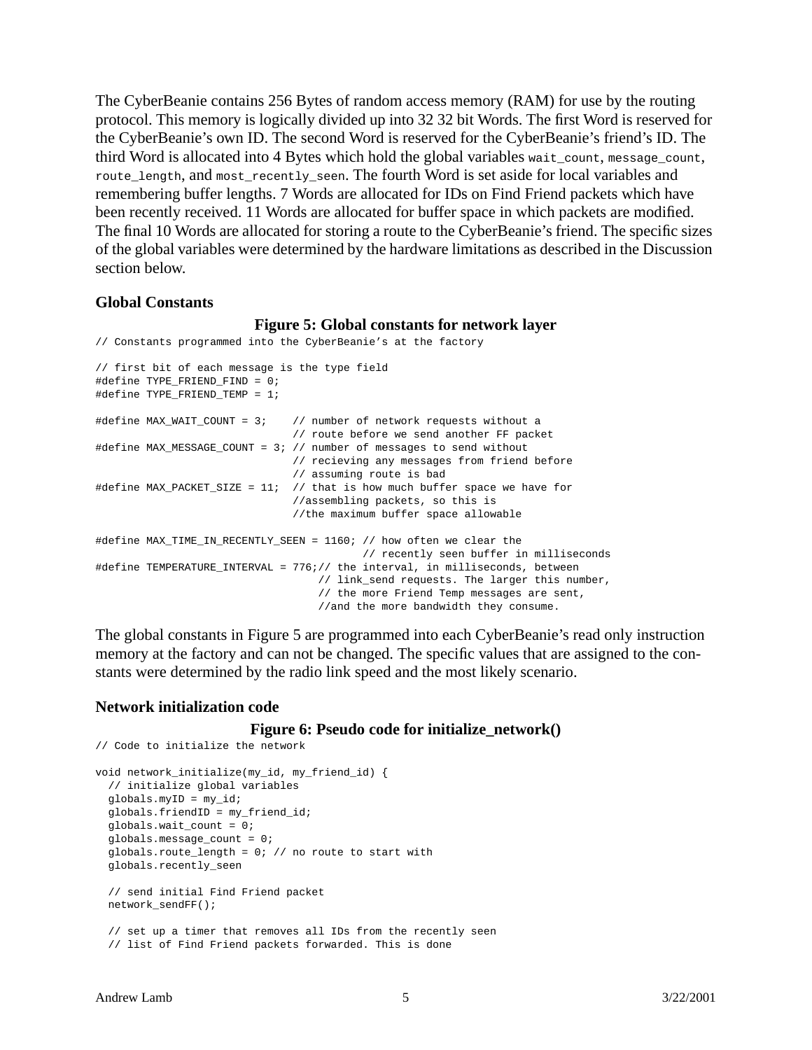The CyberBeanie contains 256 Bytes of random access memory (RAM) for use by the routing protocol. This memory is logically divided up into 32 32 bit Words. The first Word is reserved for the CyberBeanie's own ID. The second Word is reserved for the CyberBeanie's friend's ID. The third Word is allocated into 4 Bytes which hold the global variables `wait_count`, `message_count`, `route_length`, and `most_recently_seen`. The fourth Word is set aside for local variables and remembering buffer lengths. 7 Words are allocated for IDs on Find Friend packets which have been recently received. 11 Words are allocated for buffer space in which packets are modified. The final 10 Words are allocated for storing a route to the CyberBeanie's friend. The specific sizes of the global variables were determined by the hardware limitations as described in the Discussion section below.

### Global Constants

**Figure 5: Global constants for network layer**

```
// Constants programmed into the CyberBeanie's at the factory

// first bit of each message is the type field
#define TYPE_FRIEND_FIND = 0;
#define TYPE_FRIEND_TEMP = 1;

#define MAX_WAIT_COUNT = 3;    // number of network requests without a
                               // route before we send another FF packet
#define MAX_MESSAGE_COUNT = 3; // number of messages to send without
                               // recieving any messages from friend before
                               // assuming route is bad
#define MAX_PACKET_SIZE = 11;  // that is how much buffer space we have for
                               //assembling packets, so this is
                               //the maximum buffer space allowable

#define MAX_TIME_IN_RECENTLY_SEEN = 1160; // how often we clear the
                                          // recently seen buffer in milliseconds
#define TEMPERATURE_INTERVAL = 776;// the interval, in milliseconds, between
                                   // link_send requests. The larger this number,
                                   // the more Friend Temp messages are sent,
                                   //and the more bandwidth they consume.
```

The global constants in Figure 5 are programmed into each CyberBeanie's read only instruction memory at the factory and can not be changed. The specific values that are assigned to the constants were determined by the radio link speed and the most likely scenario.

### Network initialization code

**Figure 6: Pseudo code for initialize_network()**

```
// Code to initialize the network

void network_initialize(my_id, my_friend_id) {
  // initialize global variables
  globals.myID = my_id;
  globals.friendID = my_friend_id;
  globals.wait_count = 0;
  globals.message_count = 0;
  globals.route_length = 0; // no route to start with
  globals.recently_seen

  // send initial Find Friend packet
  network_sendFF();

  // set up a timer that removes all IDs from the recently seen
  // list of Find Friend packets forwarded. This is done
```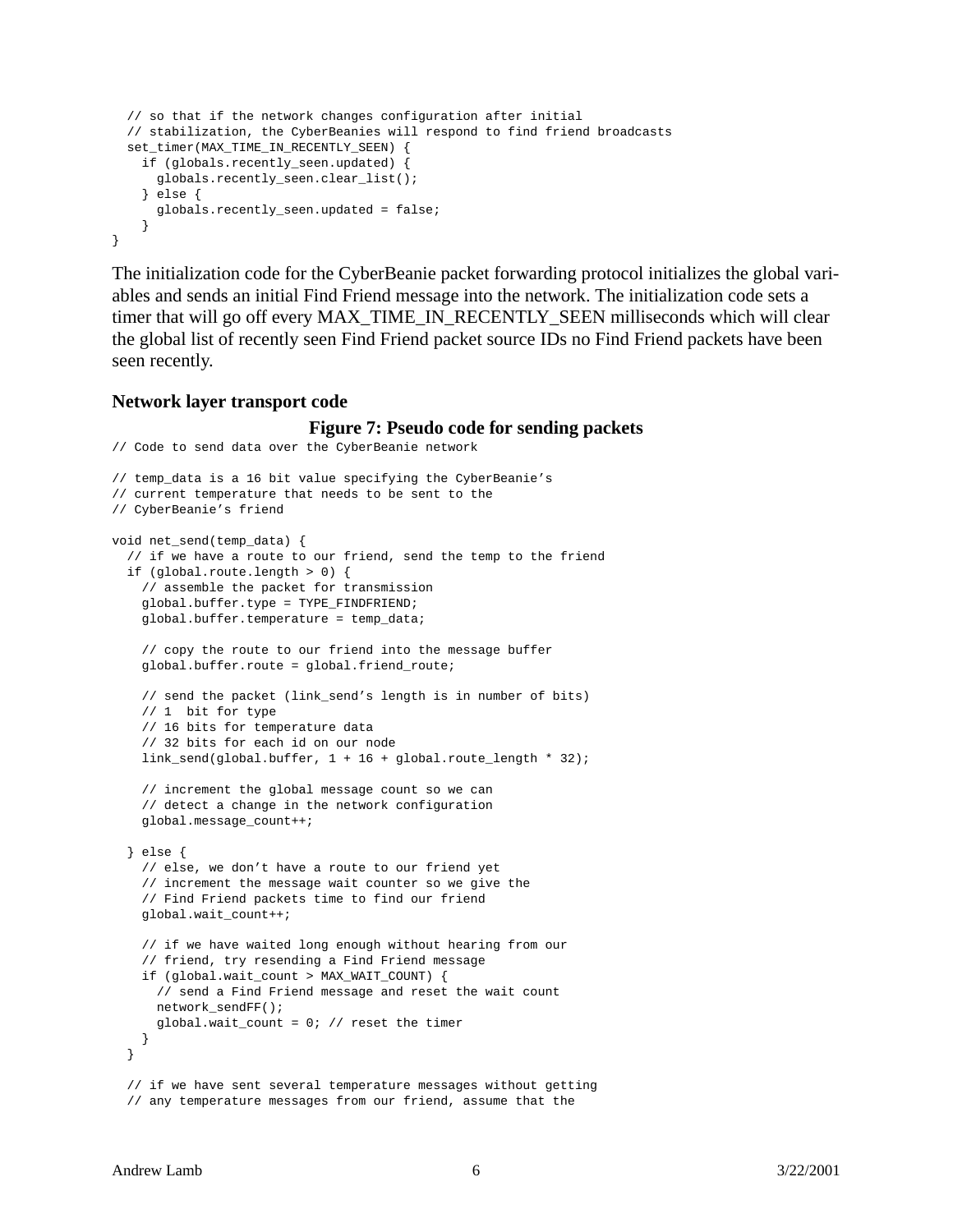```
  // so that if the network changes configuration after initial
  // stabilization, the CyberBeanies will respond to find friend broadcasts
  set_timer(MAX_TIME_IN_RECENTLY_SEEN) {
    if (globals.recently_seen.updated) {
      globals.recently_seen.clear_list();
    } else {
      globals.recently_seen.updated = false;
    }
}
```

The initialization code for the CyberBeanie packet forwarding protocol initializes the global variables and sends an initial Find Friend message into the network. The initialization code sets a timer that will go off every MAX_TIME_IN_RECENTLY_SEEN milliseconds which will clear the global list of recently seen Find Friend packet source IDs no Find Friend packets have been seen recently.

**Network layer transport code**

**Figure 7: Pseudo code for sending packets**

```
// Code to send data over the CyberBeanie network

// temp_data is a 16 bit value specifying the CyberBeanie's
// current temperature that needs to be sent to the
// CyberBeanie's friend

void net_send(temp_data) {
  // if we have a route to our friend, send the temp to the friend
  if (global.route.length > 0) {
    // assemble the packet for transmission
    global.buffer.type = TYPE_FINDFRIEND;
    global.buffer.temperature = temp_data;

    // copy the route to our friend into the message buffer
    global.buffer.route = global.friend_route;

    // send the packet (link_send's length is in number of bits)
    // 1  bit for type
    // 16 bits for temperature data
    // 32 bits for each id on our node
    link_send(global.buffer, 1 + 16 + global.route_length * 32);

    // increment the global message count so we can
    // detect a change in the network configuration
    global.message_count++;

  } else {
    // else, we don't have a route to our friend yet
    // increment the message wait counter so we give the
    // Find Friend packets time to find our friend
    global.wait_count++;

    // if we have waited long enough without hearing from our
    // friend, try resending a Find Friend message
    if (global.wait_count > MAX_WAIT_COUNT) {
      // send a Find Friend message and reset the wait count
      network_sendFF();
      global.wait_count = 0; // reset the timer
    }
  }

  // if we have sent several temperature messages without getting
  // any temperature messages from our friend, assume that the
```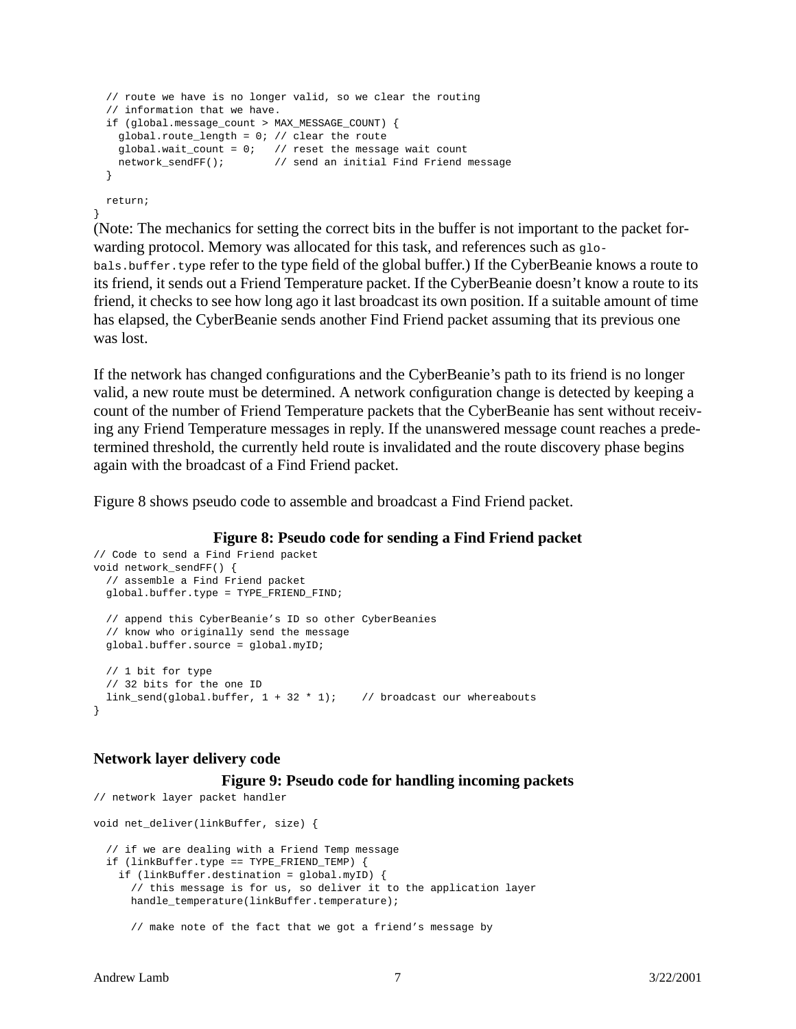```
  // route we have is no longer valid, so we clear the routing
  // information that we have.
  if (global.message_count > MAX_MESSAGE_COUNT) {
    global.route_length = 0; // clear the route
    global.wait_count = 0;   // reset the message wait count
    network_sendFF();        // send an initial Find Friend message
  }

  return;
}
```

(Note: The mechanics for setting the correct bits in the buffer is not important to the packet forwarding protocol. Memory was allocated for this task, and references such as `globals.buffer.type` refer to the type field of the global buffer.) If the CyberBeanie knows a route to its friend, it sends out a Friend Temperature packet. If the CyberBeanie doesn't know a route to its friend, it checks to see how long ago it last broadcast its own position. If a suitable amount of time has elapsed, the CyberBeanie sends another Find Friend packet assuming that its previous one was lost.

If the network has changed configurations and the CyberBeanie's path to its friend is no longer valid, a new route must be determined. A network configuration change is detected by keeping a count of the number of Friend Temperature packets that the CyberBeanie has sent without receiving any Friend Temperature messages in reply. If the unanswered message count reaches a predetermined threshold, the currently held route is invalidated and the route discovery phase begins again with the broadcast of a Find Friend packet.

Figure 8 shows pseudo code to assemble and broadcast a Find Friend packet.

**Figure 8: Pseudo code for sending a Find Friend packet**

```
// Code to send a Find Friend packet
void network_sendFF() {
  // assemble a Find Friend packet
  global.buffer.type = TYPE_FRIEND_FIND;

  // append this CyberBeanie's ID so other CyberBeanies
  // know who originally send the message
  global.buffer.source = global.myID;

  // 1 bit for type
  // 32 bits for the one ID
  link_send(global.buffer, 1 + 32 * 1);    // broadcast our whereabouts
}
```

### Network layer delivery code

**Figure 9: Pseudo code for handling incoming packets**

```
// network layer packet handler

void net_deliver(linkBuffer, size) {

  // if we are dealing with a Friend Temp message
  if (linkBuffer.type == TYPE_FRIEND_TEMP) {
    if (linkBuffer.destination = global.myID) {
      // this message is for us, so deliver it to the application layer
      handle_temperature(linkBuffer.temperature);

      // make note of the fact that we got a friend's message by
```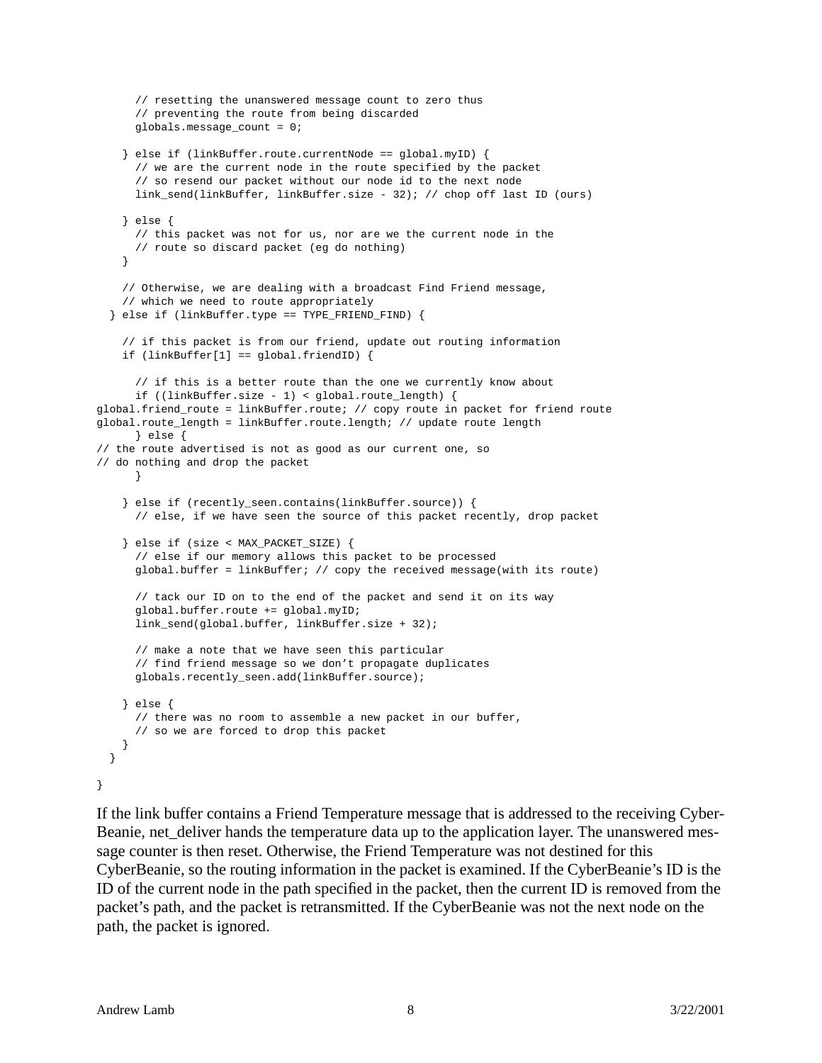```
      // resetting the unanswered message count to zero thus
      // preventing the route from being discarded
      globals.message_count = 0;

    } else if (linkBuffer.route.currentNode == global.myID) {
      // we are the current node in the route specified by the packet
      // so resend our packet without our node id to the next node
      link_send(linkBuffer, linkBuffer.size - 32); // chop off last ID (ours)

    } else {
      // this packet was not for us, nor are we the current node in the
      // route so discard packet (eg do nothing)
    }

    // Otherwise, we are dealing with a broadcast Find Friend message,
    // which we need to route appropriately
  } else if (linkBuffer.type == TYPE_FRIEND_FIND) {

    // if this packet is from our friend, update out routing information
    if (linkBuffer[1] == global.friendID) {

      // if this is a better route than the one we currently know about
      if ((linkBuffer.size - 1) < global.route_length) {
global.friend_route = linkBuffer.route; // copy route in packet for friend route
global.route_length = linkBuffer.route.length; // update route length
      } else {
// the route advertised is not as good as our current one, so
// do nothing and drop the packet
      }

    } else if (recently_seen.contains(linkBuffer.source)) {
      // else, if we have seen the source of this packet recently, drop packet

    } else if (size < MAX_PACKET_SIZE) {
      // else if our memory allows this packet to be processed
      global.buffer = linkBuffer; // copy the received message(with its route)

      // tack our ID on to the end of the packet and send it on its way
      global.buffer.route += global.myID;
      link_send(global.buffer, linkBuffer.size + 32);

      // make a note that we have seen this particular
      // find friend message so we don't propagate duplicates
      globals.recently_seen.add(linkBuffer.source);

    } else {
      // there was no room to assemble a new packet in our buffer,
      // so we are forced to drop this packet
    }
  }

}
```

If the link buffer contains a Friend Temperature message that is addressed to the receiving CyberBeanie, net_deliver hands the temperature data up to the application layer. The unanswered message counter is then reset. Otherwise, the Friend Temperature was not destined for this CyberBeanie, so the routing information in the packet is examined. If the CyberBeanie's ID is the ID of the current node in the path specified in the packet, then the current ID is removed from the packet's path, and the packet is retransmitted. If the CyberBeanie was not the next node on the path, the packet is ignored.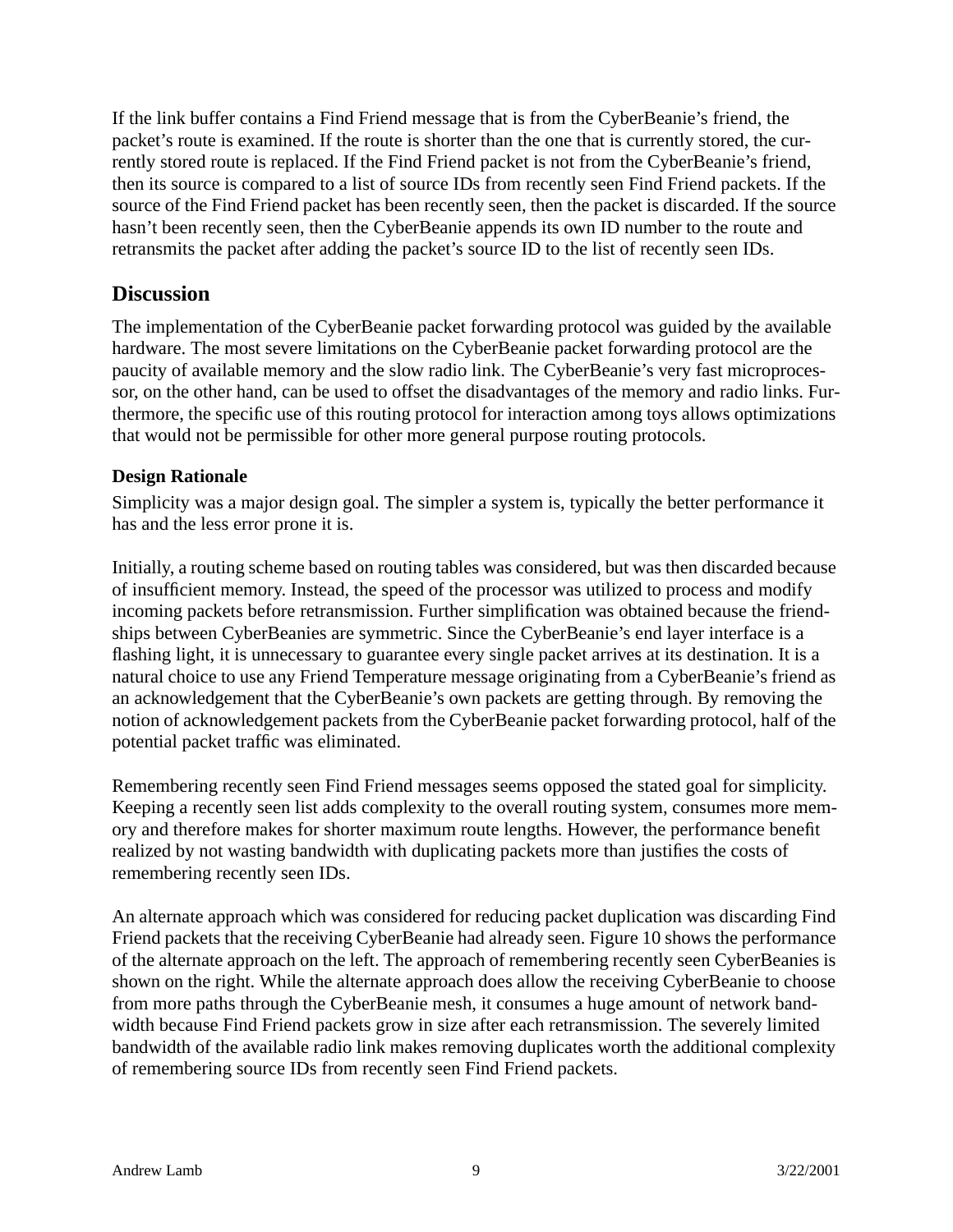If the link buffer contains a Find Friend message that is from the CyberBeanie's friend, the packet's route is examined. If the route is shorter than the one that is currently stored, the currently stored route is replaced. If the Find Friend packet is not from the CyberBeanie's friend, then its source is compared to a list of source IDs from recently seen Find Friend packets. If the source of the Find Friend packet has been recently seen, then the packet is discarded. If the source hasn't been recently seen, then the CyberBeanie appends its own ID number to the route and retransmits the packet after adding the packet's source ID to the list of recently seen IDs.

## Discussion

The implementation of the CyberBeanie packet forwarding protocol was guided by the available hardware. The most severe limitations on the CyberBeanie packet forwarding protocol are the paucity of available memory and the slow radio link. The CyberBeanie's very fast microprocessor, on the other hand, can be used to offset the disadvantages of the memory and radio links. Furthermore, the specific use of this routing protocol for interaction among toys allows optimizations that would not be permissible for other more general purpose routing protocols.

### Design Rationale

Simplicity was a major design goal. The simpler a system is, typically the better performance it has and the less error prone it is.

Initially, a routing scheme based on routing tables was considered, but was then discarded because of insufficient memory. Instead, the speed of the processor was utilized to process and modify incoming packets before retransmission. Further simplification was obtained because the friendships between CyberBeanies are symmetric. Since the CyberBeanie's end layer interface is a flashing light, it is unnecessary to guarantee every single packet arrives at its destination. It is a natural choice to use any Friend Temperature message originating from a CyberBeanie's friend as an acknowledgement that the CyberBeanie's own packets are getting through. By removing the notion of acknowledgement packets from the CyberBeanie packet forwarding protocol, half of the potential packet traffic was eliminated.

Remembering recently seen Find Friend messages seems opposed the stated goal for simplicity. Keeping a recently seen list adds complexity to the overall routing system, consumes more memory and therefore makes for shorter maximum route lengths. However, the performance benefit realized by not wasting bandwidth with duplicating packets more than justifies the costs of remembering recently seen IDs.

An alternate approach which was considered for reducing packet duplication was discarding Find Friend packets that the receiving CyberBeanie had already seen. Figure 10 shows the performance of the alternate approach on the left. The approach of remembering recently seen CyberBeanies is shown on the right. While the alternate approach does allow the receiving CyberBeanie to choose from more paths through the CyberBeanie mesh, it consumes a huge amount of network bandwidth because Find Friend packets grow in size after each retransmission. The severely limited bandwidth of the available radio link makes removing duplicates worth the additional complexity of remembering source IDs from recently seen Find Friend packets.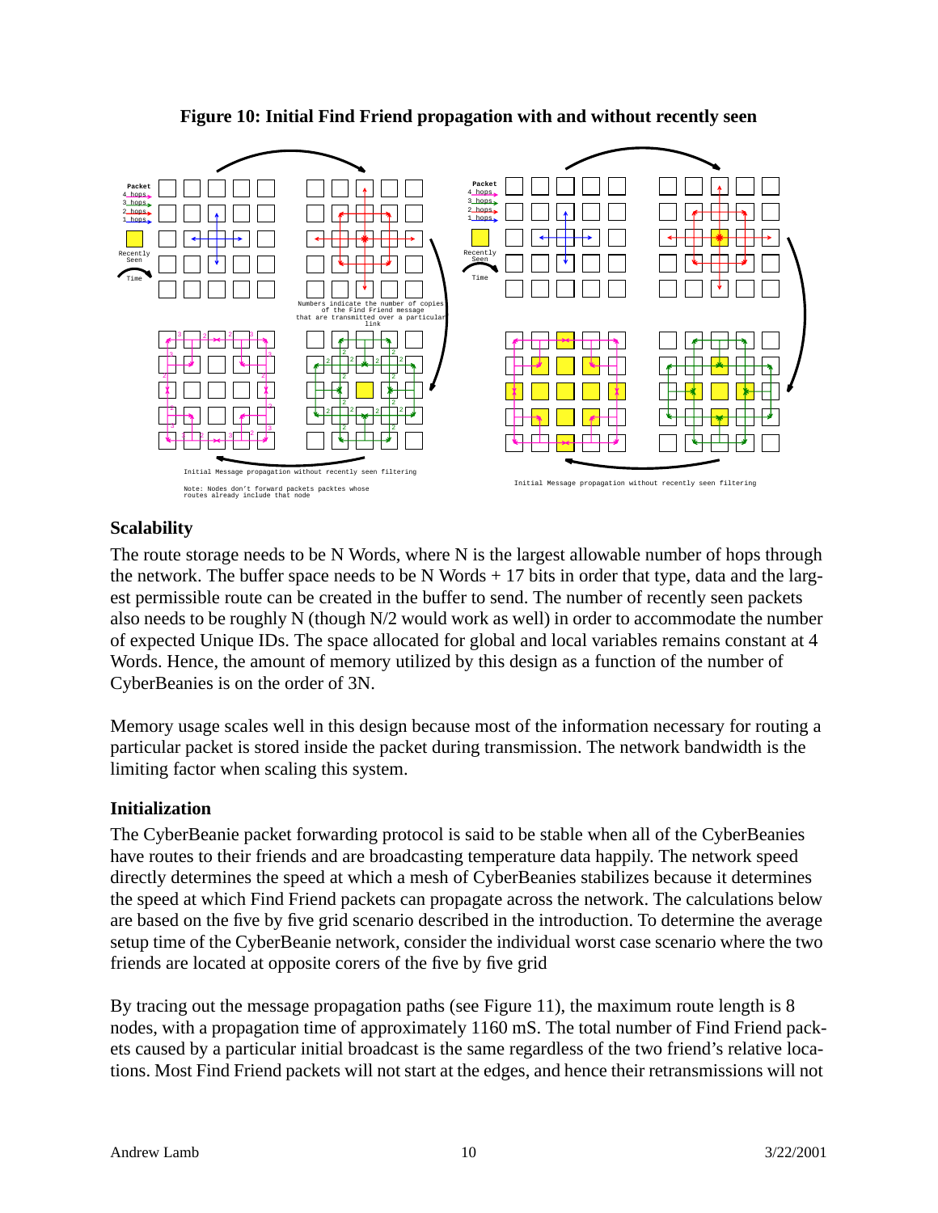**Figure 10: Initial Find Friend propagation with and without recently seen**

## Scalability

The route storage needs to be N Words, where N is the largest allowable number of hops through the network. The buffer space needs to be N Words + 17 bits in order that type, data and the largest permissible route can be created in the buffer to send. The number of recently seen packets also needs to be roughly N (though N/2 would work as well) in order to accommodate the number of expected Unique IDs. The space allocated for global and local variables remains constant at 4 Words. Hence, the amount of memory utilized by this design as a function of the number of CyberBeanies is on the order of 3N.

Memory usage scales well in this design because most of the information necessary for routing a particular packet is stored inside the packet during transmission. The network bandwidth is the limiting factor when scaling this system.

## Initialization

The CyberBeanie packet forwarding protocol is said to be stable when all of the CyberBeanies have routes to their friends and are broadcasting temperature data happily. The network speed directly determines the speed at which a mesh of CyberBeanies stabilizes because it determines the speed at which Find Friend packets can propagate across the network. The calculations below are based on the five by five grid scenario described in the introduction. To determine the average setup time of the CyberBeanie network, consider the individual worst case scenario where the two friends are located at opposite corers of the five by five grid

By tracing out the message propagation paths (see Figure 11), the maximum route length is 8 nodes, with a propagation time of approximately 1160 mS. The total number of Find Friend packets caused by a particular initial broadcast is the same regardless of the two friend's relative locations. Most Find Friend packets will not start at the edges, and hence their retransmissions will not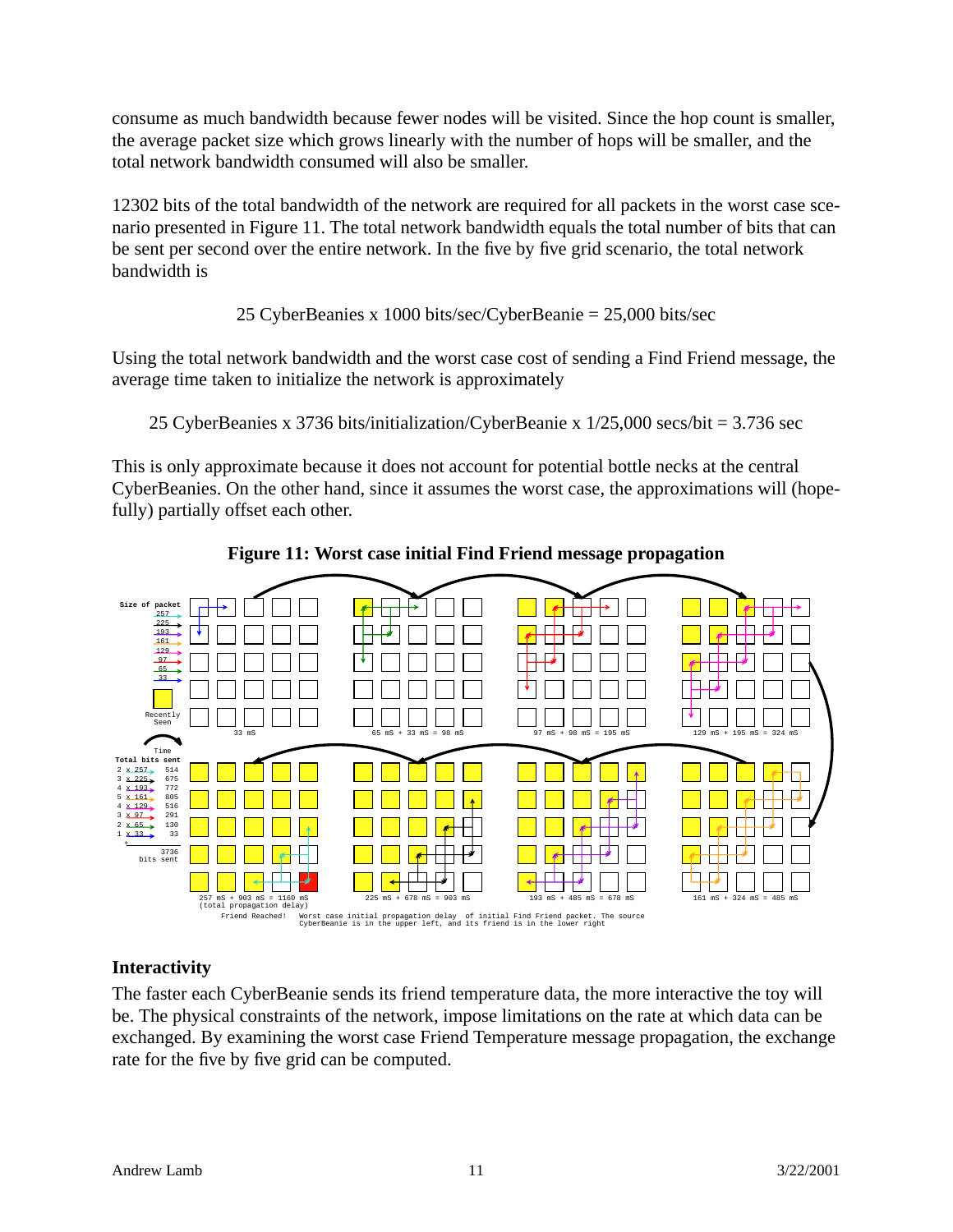consume as much bandwidth because fewer nodes will be visited. Since the hop count is smaller, the average packet size which grows linearly with the number of hops will be smaller, and the total network bandwidth consumed will also be smaller.

12302 bits of the total bandwidth of the network are required for all packets in the worst case scenario presented in Figure 11. The total network bandwidth equals the total number of bits that can be sent per second over the entire network. In the five by five grid scenario, the total network bandwidth is

25 CyberBeanies x 1000 bits/sec/CyberBeanie = 25,000 bits/sec

Using the total network bandwidth and the worst case cost of sending a Find Friend message, the average time taken to initialize the network is approximately

25 CyberBeanies x 3736 bits/initialization/CyberBeanie x 1/25,000 secs/bit = 3.736 sec

This is only approximate because it does not account for potential bottle necks at the central CyberBeanies. On the other hand, since it assumes the worst case, the approximations will (hopefully) partially offset each other.

**Figure 11: Worst case initial Find Friend message propagation**

Size of packet: 257, 225, 193, 161, 129, 97, 65, 33

Recently Seen

Time

| Total bits sent | |
|---|---|
| 2 x 257 | 514 |
| 3 x 225 | 675 |
| 4 x 193 | 772 |
| 5 x 161 | 805 |
| 4 x 129 | 516 |
| 3 x 97 | 291 |
| 2 x 65 | 130 |
| 1 x 33 | 33 |
| + | 3736 bits sent |

33 mS — 65 mS + 33 mS = 98 mS — 97 mS + 98 mS = 195 mS — 129 mS + 195 mS = 324 mS — 161 mS + 324 mS = 485 mS — 193 mS + 485 mS = 678 mS — 225 mS + 678 mS = 903 mS — 257 mS + 903 mS = 1160 mS (total propagation delay)

Friend Reached!

Worst case initial propagation delay of initial Find Friend packet. The source CyberBeanie is in the upper left, and its friend is in the lower right

## Interactivity

The faster each CyberBeanie sends its friend temperature data, the more interactive the toy will be. The physical constraints of the network, impose limitations on the rate at which data can be exchanged. By examining the worst case Friend Temperature message propagation, the exchange rate for the five by five grid can be computed.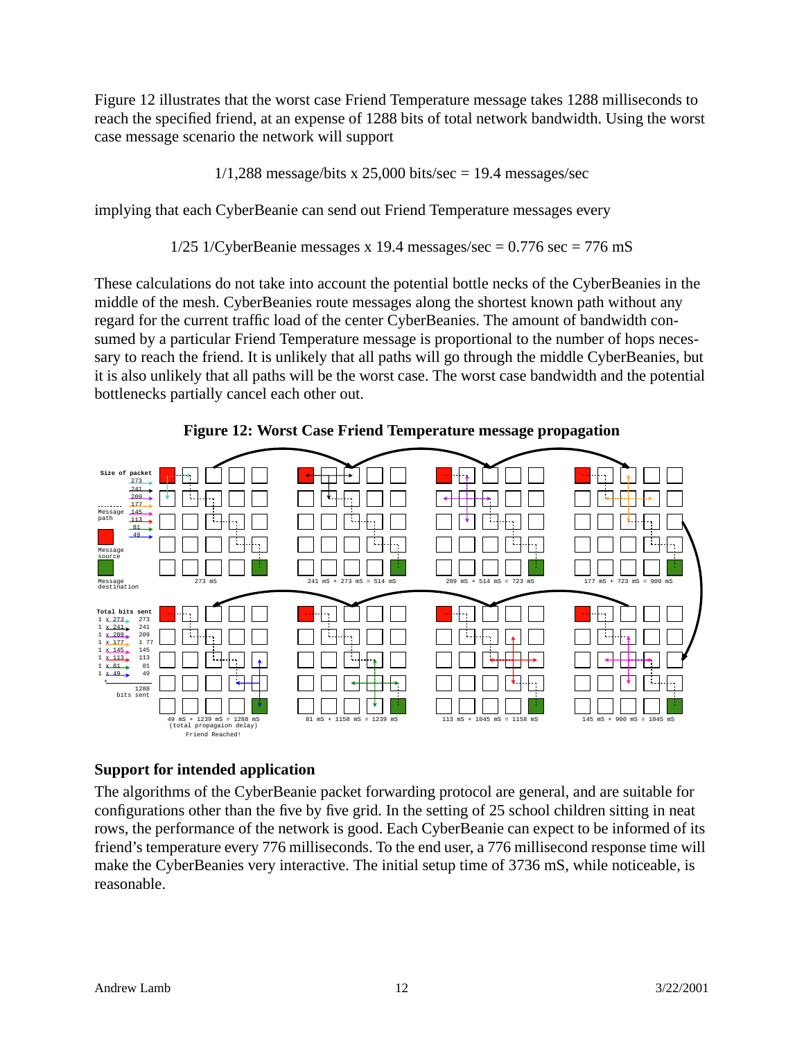Figure 12 illustrates that the worst case Friend Temperature message takes 1288 milliseconds to reach the specified friend, at an expense of 1288 bits of total network bandwidth. Using the worst case message scenario the network will support

$$1/1{,}288 \text{ message/bits} \times 25{,}000 \text{ bits/sec} = 19.4 \text{ messages/sec}$$

implying that each CyberBeanie can send out Friend Temperature messages every

$$1/25 \text{ 1/CyberBeanie messages} \times 19.4 \text{ messages/sec} = 0.776 \text{ sec} = 776 \text{ mS}$$

These calculations do not take into account the potential bottle necks of the CyberBeanies in the middle of the mesh. CyberBeanies route messages along the shortest known path without any regard for the current traffic load of the center CyberBeanies. The amount of bandwidth consumed by a particular Friend Temperature message is proportional to the number of hops necessary to reach the friend. It is unlikely that all paths will go through the middle CyberBeanies, but it is also unlikely that all paths will be the worst case. The worst case bandwidth and the potential bottlenecks partially cancel each other out.

**Figure 12: Worst Case Friend Temperature message propagation**

## Support for intended application

The algorithms of the CyberBeanie packet forwarding protocol are general, and are suitable for configurations other than the five by five grid. In the setting of 25 school children sitting in neat rows, the performance of the network is good. Each CyberBeanie can expect to be informed of its friend's temperature every 776 milliseconds. To the end user, a 776 millisecond response time will make the CyberBeanies very interactive. The initial setup time of 3736 mS, while noticeable, is reasonable.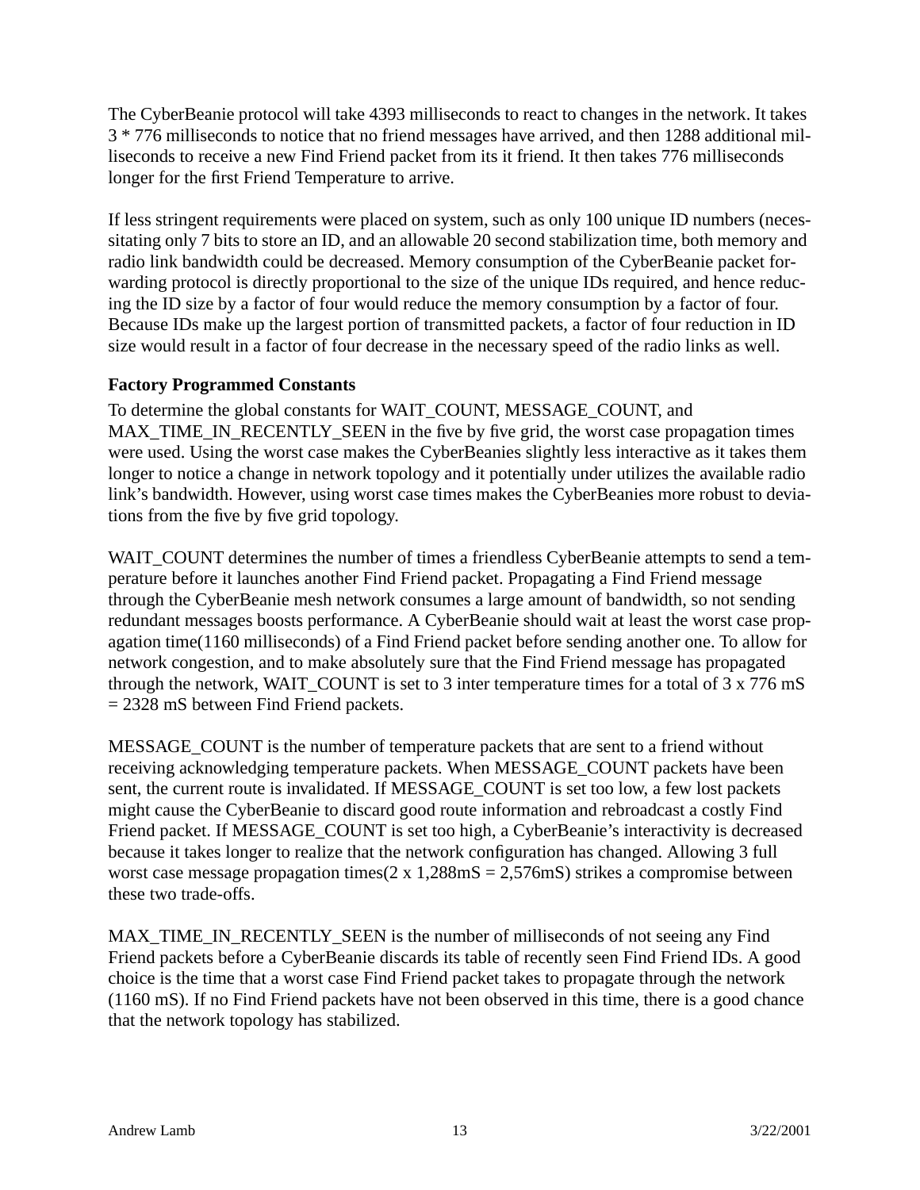The CyberBeanie protocol will take 4393 milliseconds to react to changes in the network. It takes 3 * 776 milliseconds to notice that no friend messages have arrived, and then 1288 additional milliseconds to receive a new Find Friend packet from its it friend. It then takes 776 milliseconds longer for the first Friend Temperature to arrive.

If less stringent requirements were placed on system, such as only 100 unique ID numbers (necessitating only 7 bits to store an ID, and an allowable 20 second stabilization time, both memory and radio link bandwidth could be decreased. Memory consumption of the CyberBeanie packet forwarding protocol is directly proportional to the size of the unique IDs required, and hence reducing the ID size by a factor of four would reduce the memory consumption by a factor of four. Because IDs make up the largest portion of transmitted packets, a factor of four reduction in ID size would result in a factor of four decrease in the necessary speed of the radio links as well.

### Factory Programmed Constants

To determine the global constants for WAIT_COUNT, MESSAGE_COUNT, and MAX_TIME_IN_RECENTLY_SEEN in the five by five grid, the worst case propagation times were used. Using the worst case makes the CyberBeanies slightly less interactive as it takes them longer to notice a change in network topology and it potentially under utilizes the available radio link's bandwidth. However, using worst case times makes the CyberBeanies more robust to deviations from the five by five grid topology.

WAIT_COUNT determines the number of times a friendless CyberBeanie attempts to send a temperature before it launches another Find Friend packet. Propagating a Find Friend message through the CyberBeanie mesh network consumes a large amount of bandwidth, so not sending redundant messages boosts performance. A CyberBeanie should wait at least the worst case propagation time(1160 milliseconds) of a Find Friend packet before sending another one. To allow for network congestion, and to make absolutely sure that the Find Friend message has propagated through the network, WAIT_COUNT is set to 3 inter temperature times for a total of 3 x 776 mS = 2328 mS between Find Friend packets.

MESSAGE_COUNT is the number of temperature packets that are sent to a friend without receiving acknowledging temperature packets. When MESSAGE_COUNT packets have been sent, the current route is invalidated. If MESSAGE_COUNT is set too low, a few lost packets might cause the CyberBeanie to discard good route information and rebroadcast a costly Find Friend packet. If MESSAGE_COUNT is set too high, a CyberBeanie's interactivity is decreased because it takes longer to realize that the network configuration has changed. Allowing 3 full worst case message propagation times(2 x 1,288mS = 2,576mS) strikes a compromise between these two trade-offs.

MAX_TIME_IN_RECENTLY_SEEN is the number of milliseconds of not seeing any Find Friend packets before a CyberBeanie discards its table of recently seen Find Friend IDs. A good choice is the time that a worst case Find Friend packet takes to propagate through the network (1160 mS). If no Find Friend packets have not been observed in this time, there is a good chance that the network topology has stabilized.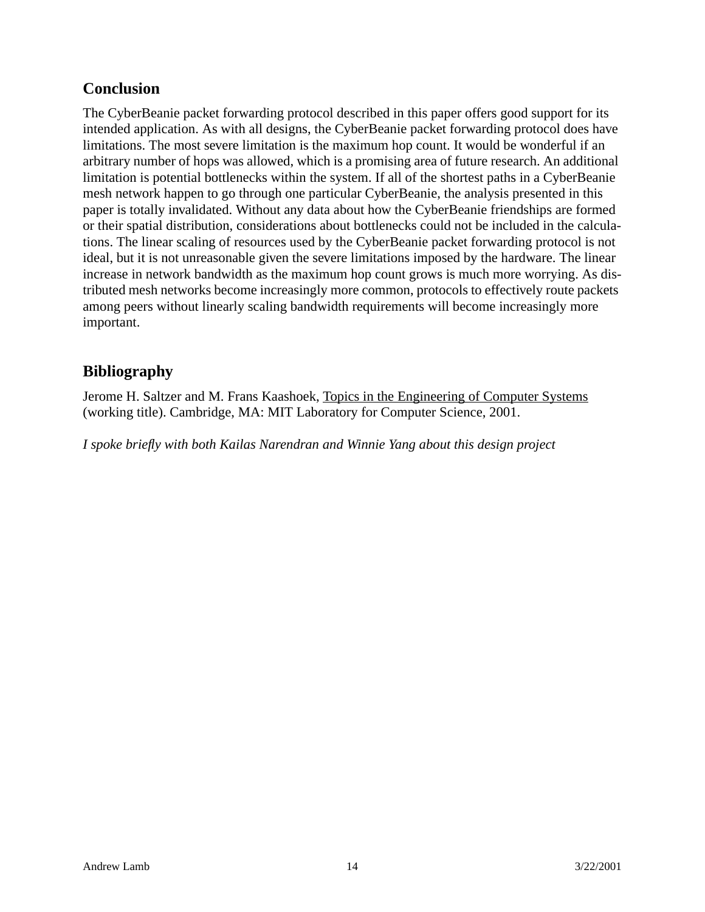## Conclusion

The CyberBeanie packet forwarding protocol described in this paper offers good support for its intended application. As with all designs, the CyberBeanie packet forwarding protocol does have limitations. The most severe limitation is the maximum hop count. It would be wonderful if an arbitrary number of hops was allowed, which is a promising area of future research. An additional limitation is potential bottlenecks within the system. If all of the shortest paths in a CyberBeanie mesh network happen to go through one particular CyberBeanie, the analysis presented in this paper is totally invalidated. Without any data about how the CyberBeanie friendships are formed or their spatial distribution, considerations about bottlenecks could not be included in the calculations. The linear scaling of resources used by the CyberBeanie packet forwarding protocol is not ideal, but it is not unreasonable given the severe limitations imposed by the hardware. The linear increase in network bandwidth as the maximum hop count grows is much more worrying. As distributed mesh networks become increasingly more common, protocols to effectively route packets among peers without linearly scaling bandwidth requirements will become increasingly more important.

## Bibliography

Jerome H. Saltzer and M. Frans Kaashoek, Topics in the Engineering of Computer Systems (working title). Cambridge, MA: MIT Laboratory for Computer Science, 2001.

*I spoke briefly with both Kailas Narendran and Winnie Yang about this design project*